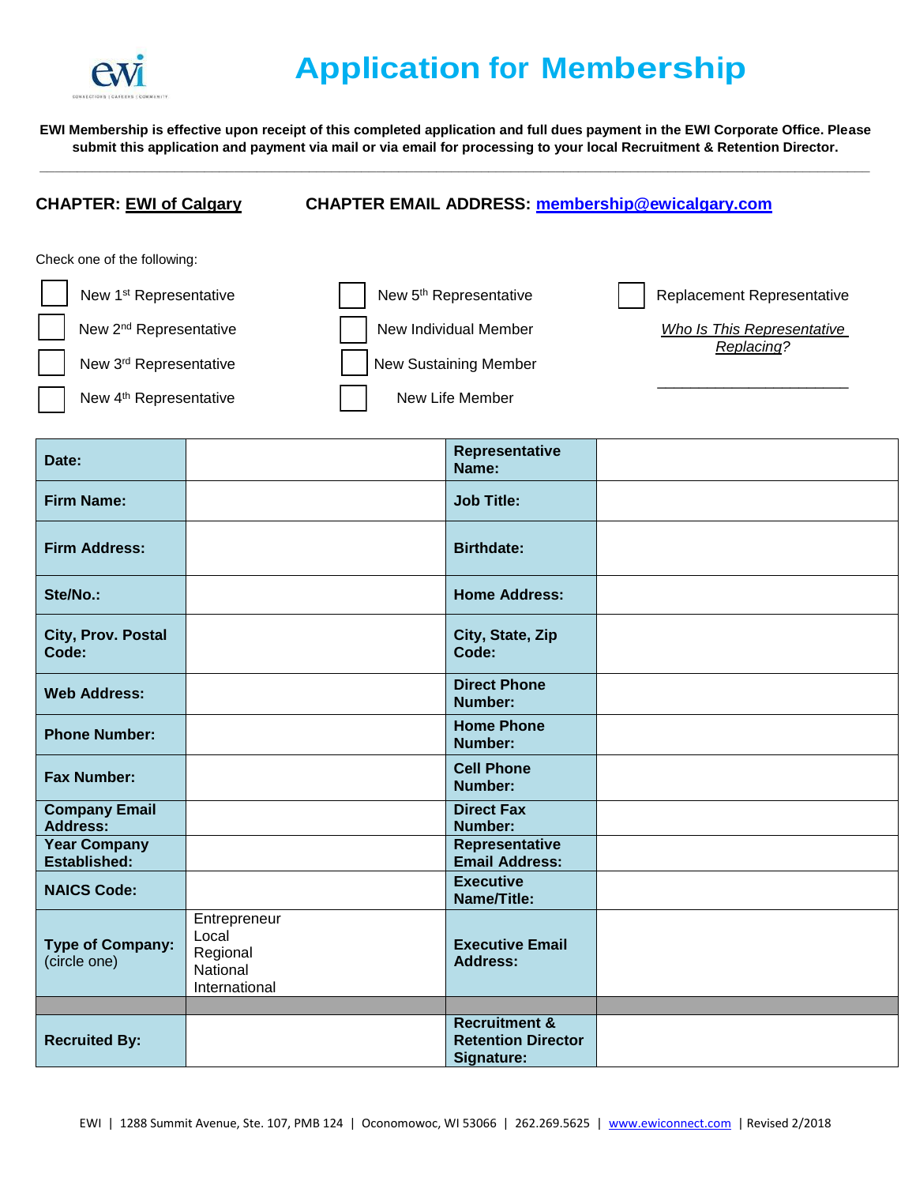# Application for Membership

**EWI Membership is effective upon receipt of this completed application and full dues payment in the EWI Corporate Office. Please submit this application and payment via mail or via email for processing to your local Recruitment & Retention Director.**

**CHAPTER: EWI of Calgary** **CHAPTER EMAIL ADDRESS: membership@ewicalgary.com**

Check one of the following:

- ☐ New 1st Representative
- ☐ New 2nd Representative
- ☐ New 3rd Representative
- ☐ New 4th Representative
- ☐ New 5th Representative
- ☐ New Individual Member
- ☐ New Sustaining Member
- ☐ New Life Member
- ☐ Replacement Representative

*Who Is This Representative Replacing?*

\_\_\_\_\_\_\_\_\_\_\_\_\_\_\_\_\_\_\_\_\_\_\_\_

| | | | |
|---|---|---|---|
| **Date:** | | **Representative Name:** | |
| **Firm Name:** | | **Job Title:** | |
| **Firm Address:** | | **Birthdate:** | |
| **Ste/No.:** | | **Home Address:** | |
| **City, Prov. Postal Code:** | | **City, State, Zip Code:** | |
| **Web Address:** | | **Direct Phone Number:** | |
| **Phone Number:** | | **Home Phone Number:** | |
| **Fax Number:** | | **Cell Phone Number:** | |
| **Company Email Address:** | | **Direct Fax Number:** | |
| **Year Company Established:** | | **Representative Email Address:** | |
| **NAICS Code:** | | **Executive Name/Title:** | |
| **Type of Company:** (circle one) | Entrepreneur<br>Local<br>Regional<br>National<br>International | **Executive Email Address:** | |
| | | | |
| **Recruited By:** | | **Recruitment & Retention Director Signature:** | |

EWI | 1288 Summit Avenue, Ste. 107, PMB 124 | Oconomowoc, WI 53066 | 262.269.5625 | www.ewiconnect.com | Revised 2/2018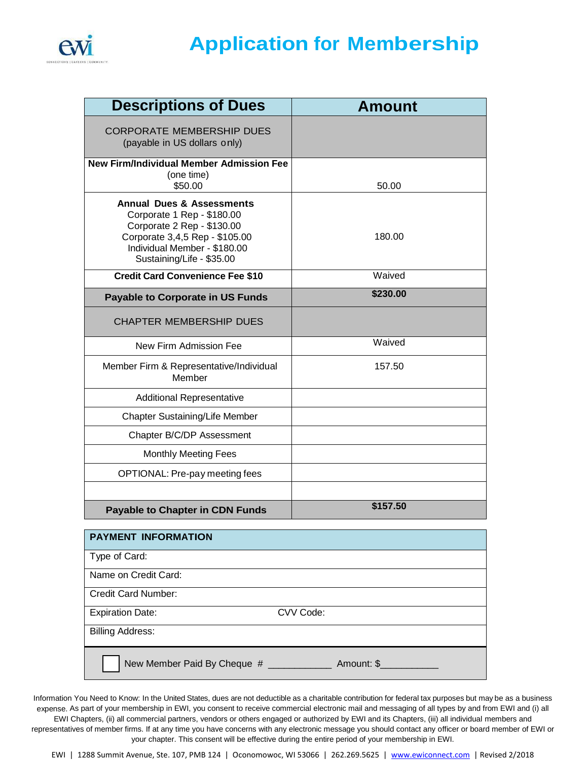# Application for Membership

| Descriptions of Dues | Amount |
|---|---|
| CORPORATE MEMBERSHIP DUES (payable in US dollars only) | |
| **New Firm/Individual Member Admission Fee** (one time) $50.00 | 50.00 |
| **Annual Dues & Assessments** Corporate 1 Rep - $180.00 Corporate 2 Rep - $130.00 Corporate 3,4,5 Rep - $105.00 Individual Member - $180.00 Sustaining/Life - $35.00 | 180.00 |
| **Credit Card Convenience Fee $10** | Waived |
| **Payable to Corporate in US Funds** | **$230.00** |
| CHAPTER MEMBERSHIP DUES | |
| New Firm Admission Fee | Waived |
| Member Firm & Representative/Individual Member | 157.50 |
| Additional Representative | |
| Chapter Sustaining/Life Member | |
| Chapter B/C/DP Assessment | |
| Monthly Meeting Fees | |
| OPTIONAL: Pre-pay meeting fees | |
| | |
| **Payable to Chapter in CDN Funds** | **$157.50** |

| PAYMENT INFORMATION | |
|---|---|
| Type of Card: | |
| Name on Credit Card: | |
| Credit Card Number: | |
| Expiration Date: | CVV Code: |
| Billing Address: | |

☐ New Member Paid By Cheque # ___________ Amount: $__________

Information You Need to Know: In the United States, dues are not deductible as a charitable contribution for federal tax purposes but may be as a business expense. As part of your membership in EWI, you consent to receive commercial electronic mail and messaging of all types by and from EWI and (i) all EWI Chapters, (ii) all commercial partners, vendors or others engaged or authorized by EWI and its Chapters, (iii) all individual members and representatives of member firms. If at any time you have concerns with any electronic message you should contact any officer or board member of EWI or your chapter. This consent will be effective during the entire period of your membership in EWI.

EWI | 1288 Summit Avenue, Ste. 107, PMB 124 | Oconomowoc, WI 53066 | 262.269.5625 | www.ewiconnect.com | Revised 2/2018